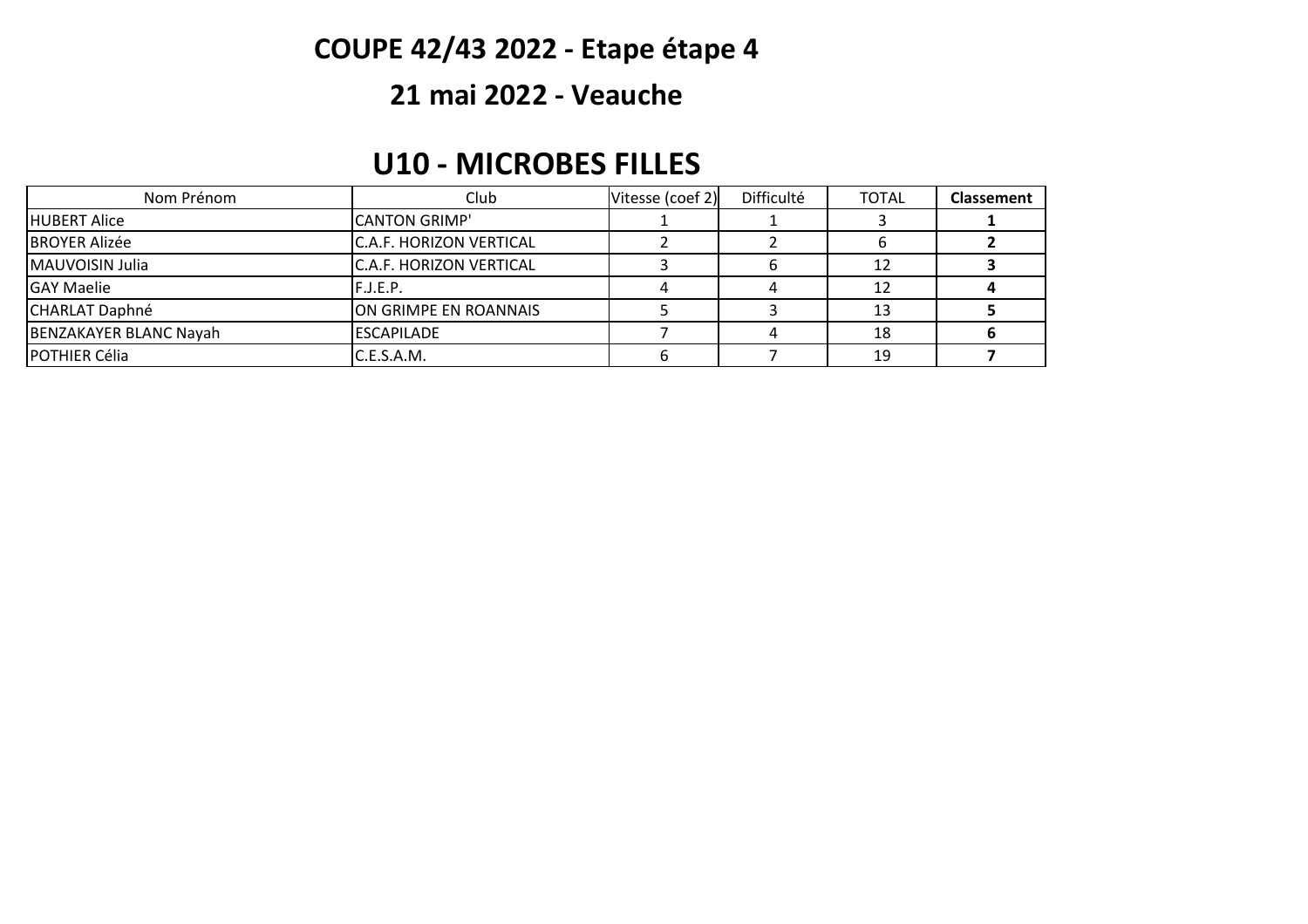# COUPE 42/43 2022 - Etape étape 4

## 21 mai 2022 - Veauche

## U10 - MICROBES FILLES

| Nom Prénom | Club | Vitesse (coef 2) | Difficulté | TOTAL | **Classement** |
|---|---|---|---|---|---|
| HUBERT Alice | CANTON GRIMP' | 1 | 1 | 3 | **1** |
| BROYER Alizée | C.A.F. HORIZON VERTICAL | 2 | 2 | 6 | **2** |
| MAUVOISIN Julia | C.A.F. HORIZON VERTICAL | 3 | 6 | 12 | **3** |
| GAY Maelie | F.J.E.P. | 4 | 4 | 12 | **4** |
| CHARLAT Daphné | ON GRIMPE EN ROANNAIS | 5 | 3 | 13 | **5** |
| BENZAKAYER BLANC Nayah | ESCAPILADE | 7 | 4 | 18 | **6** |
| POTHIER Célia | C.E.S.A.M. | 6 | 7 | 19 | **7** |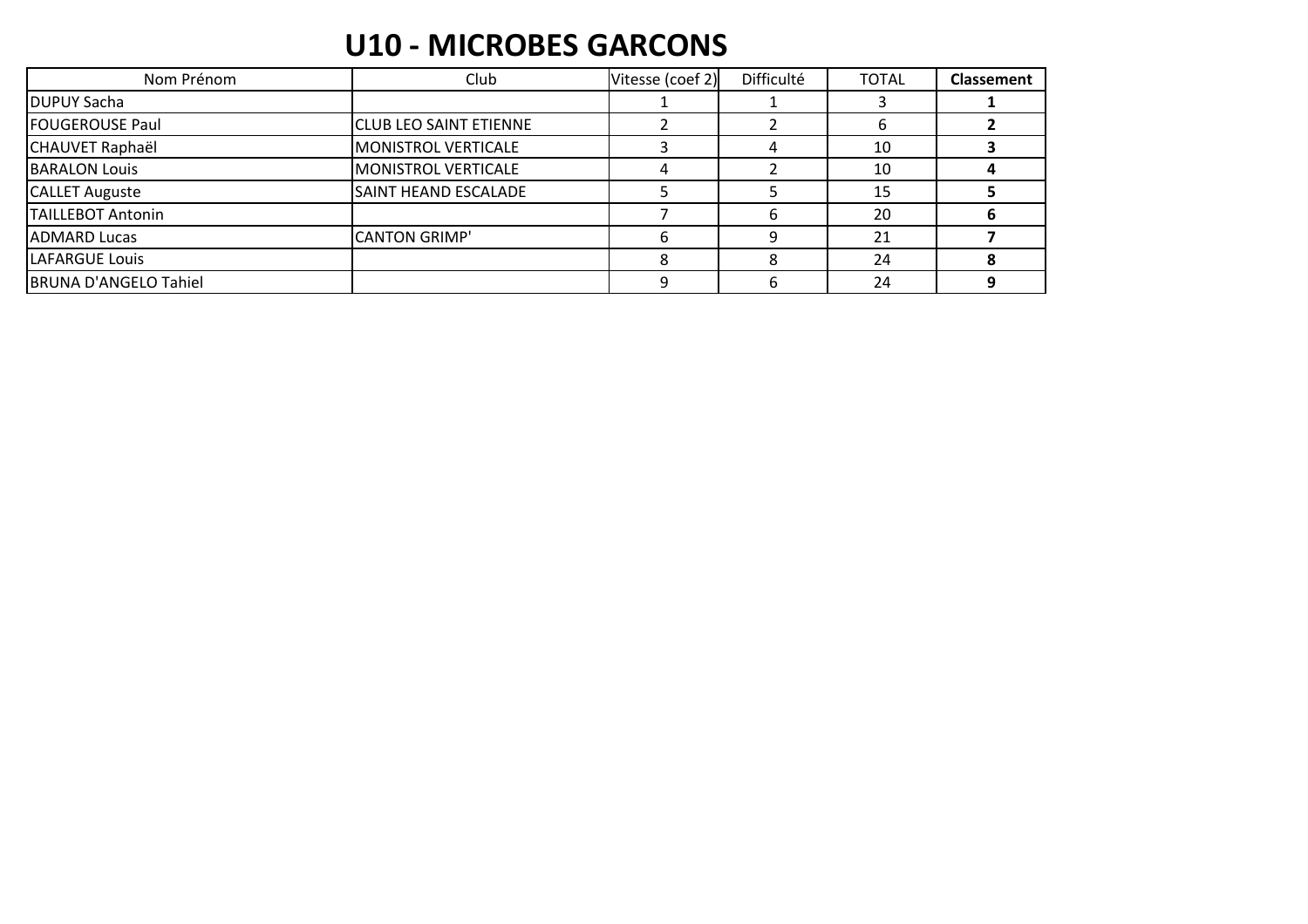# U10 - MICROBES GARCONS

| Nom Prénom | Club | Vitesse (coef 2) | Difficulté | TOTAL | **Classement** |
|---|---|---|---|---|---|
| DUPUY Sacha | | 1 | 1 | 3 | **1** |
| FOUGEROUSE Paul | CLUB LEO SAINT ETIENNE | 2 | 2 | 6 | **2** |
| CHAUVET Raphaël | MONISTROL VERTICALE | 3 | 4 | 10 | **3** |
| BARALON Louis | MONISTROL VERTICALE | 4 | 2 | 10 | **4** |
| CALLET Auguste | SAINT HEAND ESCALADE | 5 | 5 | 15 | **5** |
| TAILLEBOT Antonin | | 7 | 6 | 20 | **6** |
| ADMARD Lucas | CANTON GRIMP' | 6 | 9 | 21 | **7** |
| LAFARGUE Louis | | 8 | 8 | 24 | **8** |
| BRUNA D'ANGELO Tahiel | | 9 | 6 | 24 | **9** |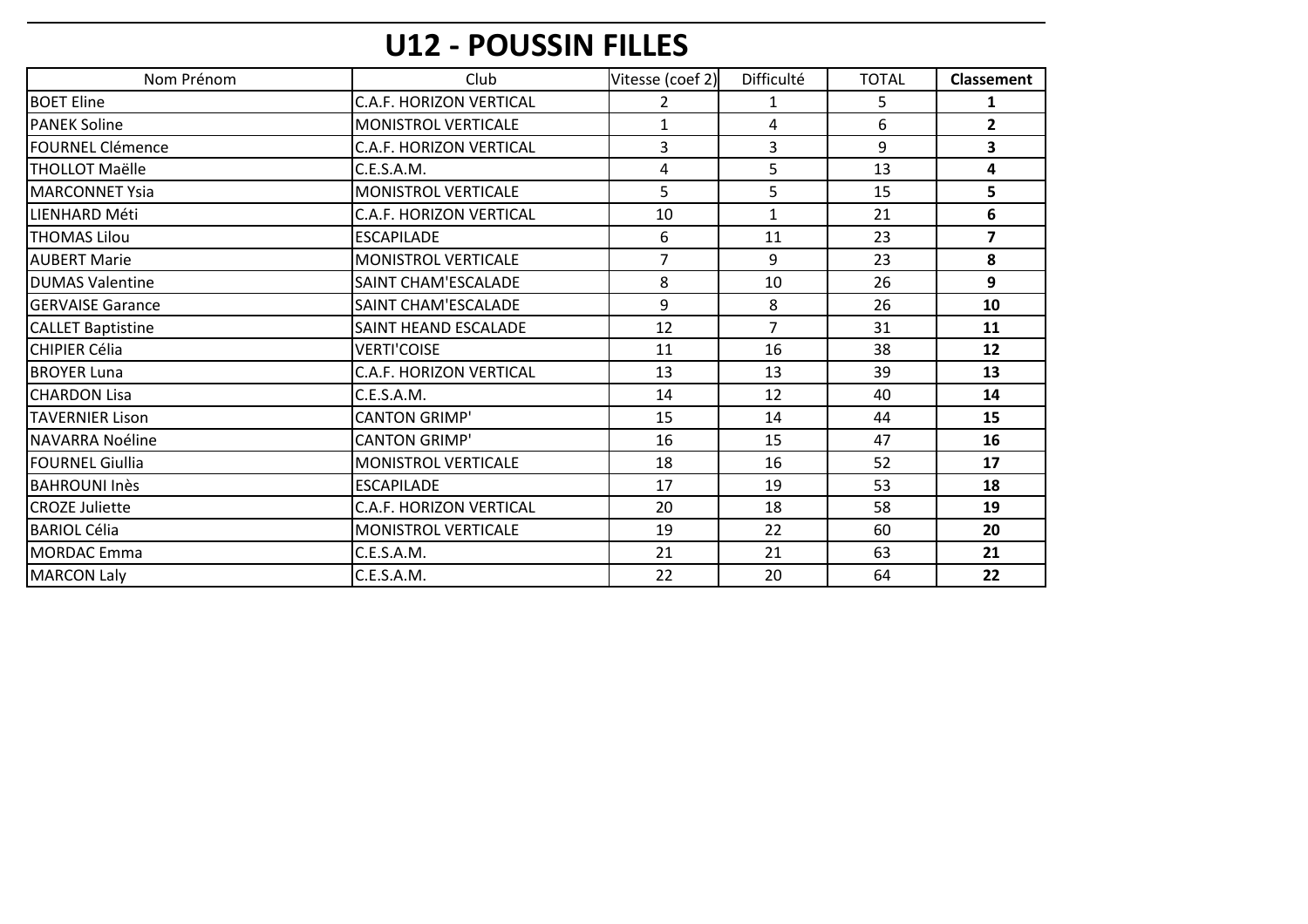# U12 - POUSSIN FILLES

| Nom Prénom | Club | Vitesse (coef 2) | Difficulté | TOTAL | **Classement** |
|---|---|---|---|---|---|
| BOET Eline | C.A.F. HORIZON VERTICAL | 2 | 1 | 5 | **1** |
| PANEK Soline | MONISTROL VERTICALE | 1 | 4 | 6 | **2** |
| FOURNEL Clémence | C.A.F. HORIZON VERTICAL | 3 | 3 | 9 | **3** |
| THOLLOT Maëlle | C.E.S.A.M. | 4 | 5 | 13 | **4** |
| MARCONNET Ysia | MONISTROL VERTICALE | 5 | 5 | 15 | **5** |
| LIENHARD Méti | C.A.F. HORIZON VERTICAL | 10 | 1 | 21 | **6** |
| THOMAS Lilou | ESCAPILADE | 6 | 11 | 23 | **7** |
| AUBERT Marie | MONISTROL VERTICALE | 7 | 9 | 23 | **8** |
| DUMAS Valentine | SAINT CHAM'ESCALADE | 8 | 10 | 26 | **9** |
| GERVAISE Garance | SAINT CHAM'ESCALADE | 9 | 8 | 26 | **10** |
| CALLET Baptistine | SAINT HEAND ESCALADE | 12 | 7 | 31 | **11** |
| CHIPIER Célia | VERTI'COISE | 11 | 16 | 38 | **12** |
| BROYER Luna | C.A.F. HORIZON VERTICAL | 13 | 13 | 39 | **13** |
| CHARDON Lisa | C.E.S.A.M. | 14 | 12 | 40 | **14** |
| TAVERNIER Lison | CANTON GRIMP' | 15 | 14 | 44 | **15** |
| NAVARRA Noéline | CANTON GRIMP' | 16 | 15 | 47 | **16** |
| FOURNEL Giullia | MONISTROL VERTICALE | 18 | 16 | 52 | **17** |
| BAHROUNI Inès | ESCAPILADE | 17 | 19 | 53 | **18** |
| CROZE Juliette | C.A.F. HORIZON VERTICAL | 20 | 18 | 58 | **19** |
| BARIOL Célia | MONISTROL VERTICALE | 19 | 22 | 60 | **20** |
| MORDAC Emma | C.E.S.A.M. | 21 | 21 | 63 | **21** |
| MARCON Laly | C.E.S.A.M. | 22 | 20 | 64 | **22** |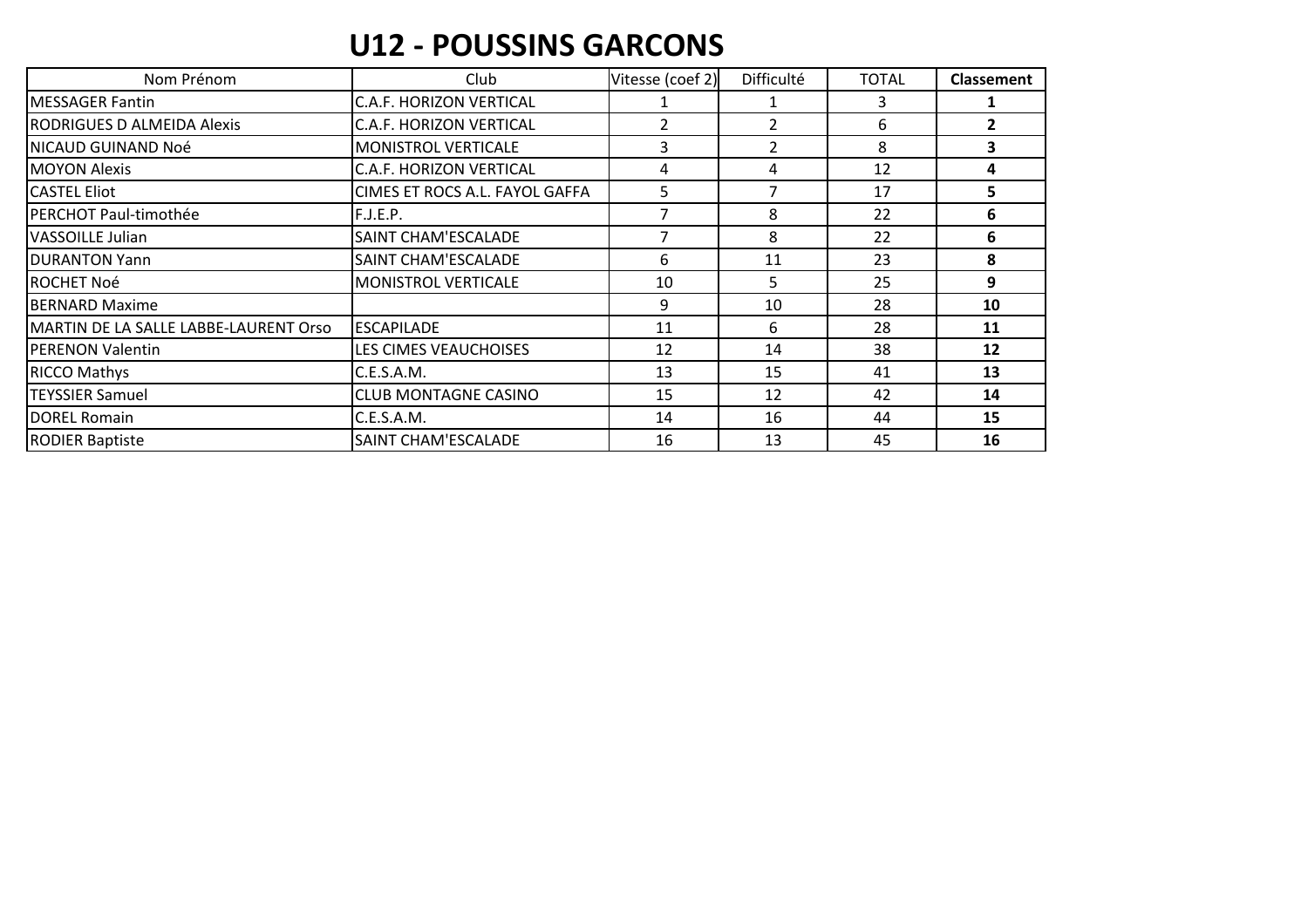# U12 - POUSSINS GARCONS

| Nom Prénom | Club | Vitesse (coef 2) | Difficulté | TOTAL | Classement |
|---|---|---|---|---|---|
| MESSAGER Fantin | C.A.F. HORIZON VERTICAL | 1 | 1 | 3 | **1** |
| RODRIGUES D ALMEIDA Alexis | C.A.F. HORIZON VERTICAL | 2 | 2 | 6 | **2** |
| NICAUD GUINAND Noé | MONISTROL VERTICALE | 3 | 2 | 8 | **3** |
| MOYON Alexis | C.A.F. HORIZON VERTICAL | 4 | 4 | 12 | **4** |
| CASTEL Eliot | CIMES ET ROCS A.L. FAYOL GAFFA | 5 | 7 | 17 | **5** |
| PERCHOT Paul-timothée | F.J.E.P. | 7 | 8 | 22 | **6** |
| VASSOILLE Julian | SAINT CHAM'ESCALADE | 7 | 8 | 22 | **6** |
| DURANTON Yann | SAINT CHAM'ESCALADE | 6 | 11 | 23 | **8** |
| ROCHET Noé | MONISTROL VERTICALE | 10 | 5 | 25 | **9** |
| BERNARD Maxime | | 9 | 10 | 28 | **10** |
| MARTIN DE LA SALLE LABBE-LAURENT Orso | ESCAPILADE | 11 | 6 | 28 | **11** |
| PERENON Valentin | LES CIMES VEAUCHOISES | 12 | 14 | 38 | **12** |
| RICCO Mathys | C.E.S.A.M. | 13 | 15 | 41 | **13** |
| TEYSSIER Samuel | CLUB MONTAGNE CASINO | 15 | 12 | 42 | **14** |
| DOREL Romain | C.E.S.A.M. | 14 | 16 | 44 | **15** |
| RODIER Baptiste | SAINT CHAM'ESCALADE | 16 | 13 | 45 | **16** |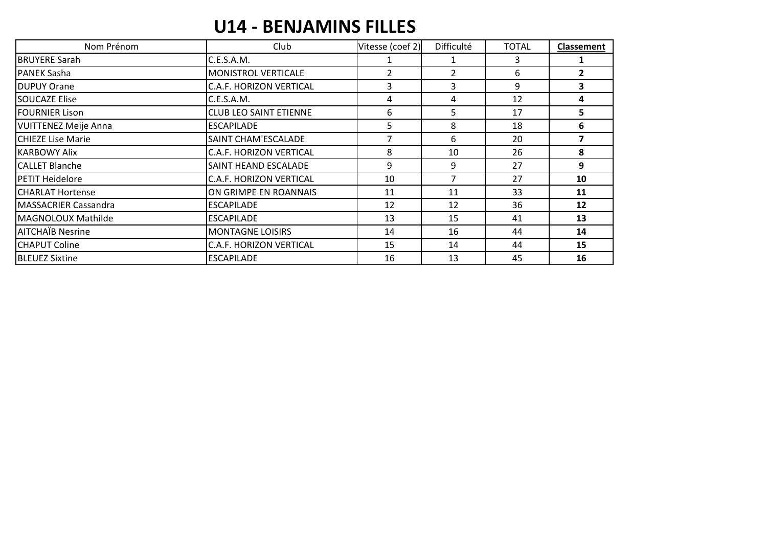# U14 - BENJAMINS FILLES

| Nom Prénom | Club | Vitesse (coef 2) | Difficulté | TOTAL | **Classement** |
|---|---|---|---|---|---|
| BRUYERE Sarah | C.E.S.A.M. | 1 | 1 | 3 | **1** |
| PANEK Sasha | MONISTROL VERTICALE | 2 | 2 | 6 | **2** |
| DUPUY Orane | C.A.F. HORIZON VERTICAL | 3 | 3 | 9 | **3** |
| SOUCAZE Elise | C.E.S.A.M. | 4 | 4 | 12 | **4** |
| FOURNIER Lison | CLUB LEO SAINT ETIENNE | 6 | 5 | 17 | **5** |
| VUITTENEZ Meije Anna | ESCAPILADE | 5 | 8 | 18 | **6** |
| CHIEZE Lise Marie | SAINT CHAM'ESCALADE | 7 | 6 | 20 | **7** |
| KARBOWY Alix | C.A.F. HORIZON VERTICAL | 8 | 10 | 26 | **8** |
| CALLET Blanche | SAINT HEAND ESCALADE | 9 | 9 | 27 | **9** |
| PETIT Heidelore | C.A.F. HORIZON VERTICAL | 10 | 7 | 27 | **10** |
| CHARLAT Hortense | ON GRIMPE EN ROANNAIS | 11 | 11 | 33 | **11** |
| MASSACRIER Cassandra | ESCAPILADE | 12 | 12 | 36 | **12** |
| MAGNOLOUX Mathilde | ESCAPILADE | 13 | 15 | 41 | **13** |
| AITCHAÏB Nesrine | MONTAGNE LOISIRS | 14 | 16 | 44 | **14** |
| CHAPUT Coline | C.A.F. HORIZON VERTICAL | 15 | 14 | 44 | **15** |
| BLEUEZ Sixtine | ESCAPILADE | 16 | 13 | 45 | **16** |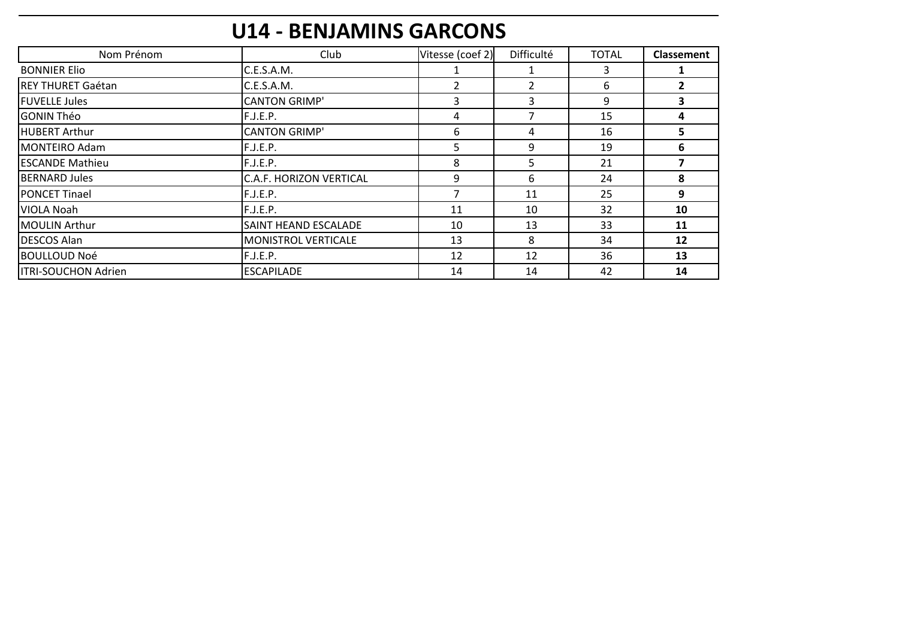# U14 - BENJAMINS GARCONS

| Nom Prénom | Club | Vitesse (coef 2) | Difficulté | TOTAL | **Classement** |
|---|---|---|---|---|---|
| BONNIER Elio | C.E.S.A.M. | 1 | 1 | 3 | **1** |
| REY THURET Gaétan | C.E.S.A.M. | 2 | 2 | 6 | **2** |
| FUVELLE Jules | CANTON GRIMP' | 3 | 3 | 9 | **3** |
| GONIN Théo | F.J.E.P. | 4 | 7 | 15 | **4** |
| HUBERT Arthur | CANTON GRIMP' | 6 | 4 | 16 | **5** |
| MONTEIRO Adam | F.J.E.P. | 5 | 9 | 19 | **6** |
| ESCANDE Mathieu | F.J.E.P. | 8 | 5 | 21 | **7** |
| BERNARD Jules | C.A.F. HORIZON VERTICAL | 9 | 6 | 24 | **8** |
| PONCET Tinael | F.J.E.P. | 7 | 11 | 25 | **9** |
| VIOLA Noah | F.J.E.P. | 11 | 10 | 32 | **10** |
| MOULIN Arthur | SAINT HEAND ESCALADE | 10 | 13 | 33 | **11** |
| DESCOS Alan | MONISTROL VERTICALE | 13 | 8 | 34 | **12** |
| BOULLOUD Noé | F.J.E.P. | 12 | 12 | 36 | **13** |
| ITRI-SOUCHON Adrien | ESCAPILADE | 14 | 14 | 42 | **14** |